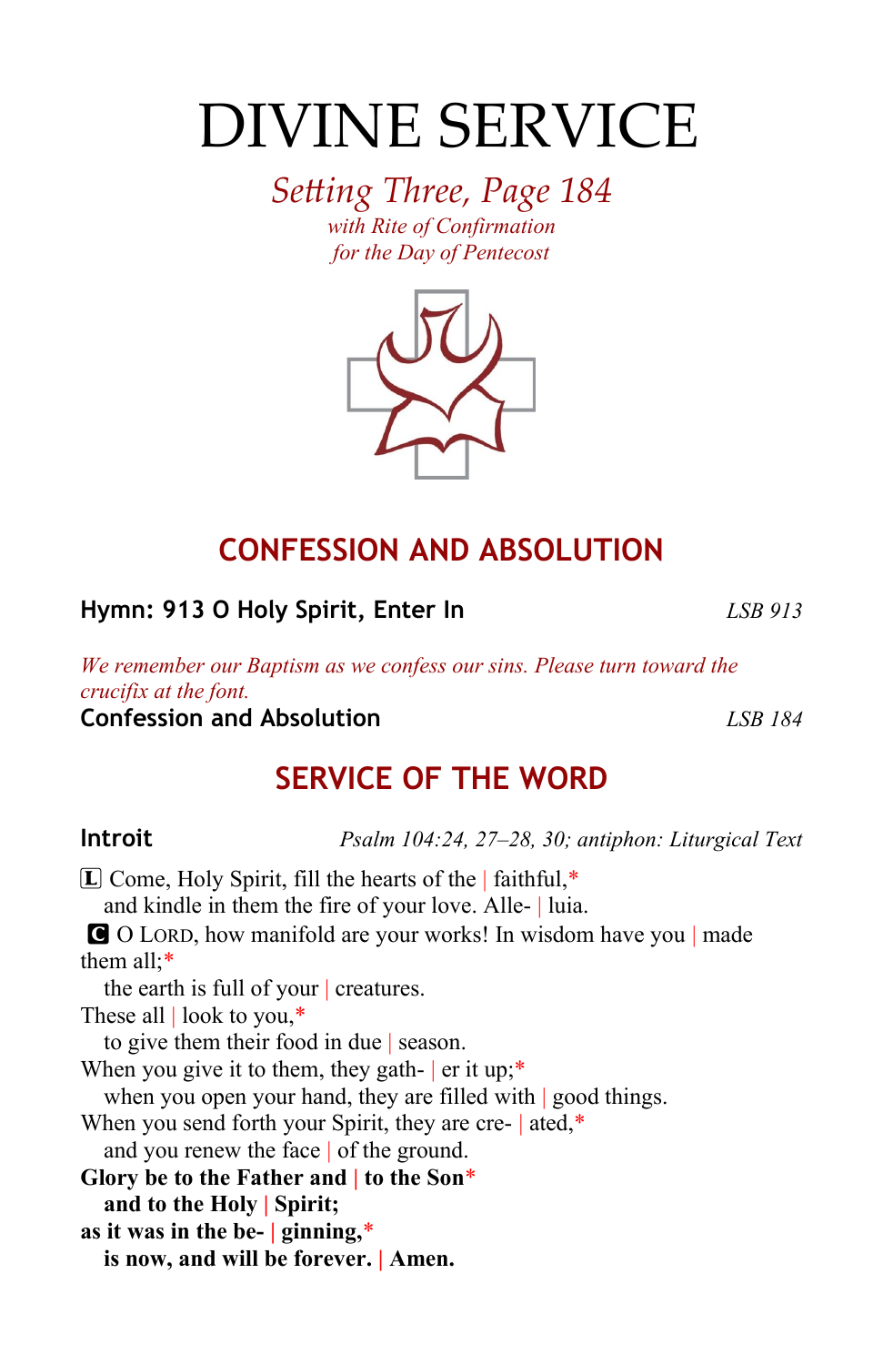# DIVINE SERVICE

*Setting Three, Page 184*
*with Rite of Confirmation*
*for the Day of Pentecost*

## CONFESSION AND ABSOLUTION

**Hymn: 913 O Holy Spirit, Enter In** *LSB 913*

*We remember our Baptism as we confess our sins. Please turn toward the crucifix at the font.*

**Confession and Absolution** *LSB 184*

## SERVICE OF THE WORD

**Introit** *Psalm 104:24, 27–28, 30; antiphon: Liturgical Text*

L Come, Holy Spirit, fill the hearts of the | faithful,*
and kindle in them the fire of your love. Alle- | luia.

C O LORD, how manifold are your works! In wisdom have you | made them all;*
the earth is full of your | creatures.
These all | look to you,*
to give them their food in due | season.
When you give it to them, they gath- | er it up;*
when you open your hand, they are filled with | good things.
When you send forth your Spirit, they are cre- | ated,*
and you renew the face | of the ground.
**Glory be to the Father and | to the Son***
**and to the Holy | Spirit;**
**as it was in the be- | ginning,***
**is now, and will be forever. | Amen.**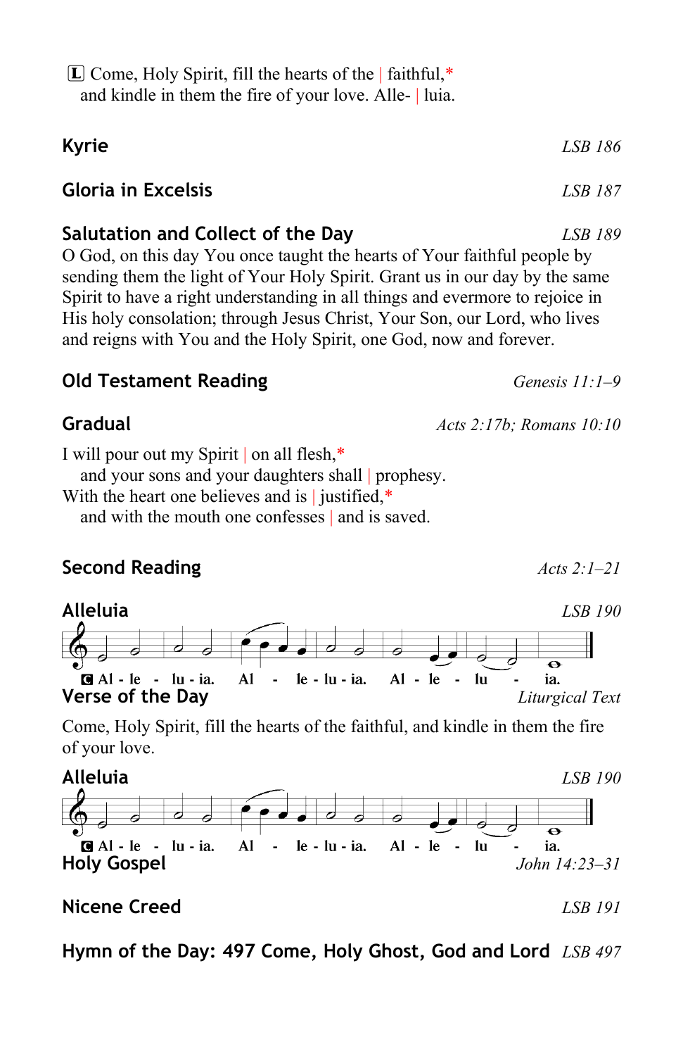L Come, Holy Spirit, fill the hearts of the | faithful,*
and kindle in them the fire of your love. Alle- | luia.

## Kyrie *LSB 186*

## Gloria in Excelsis *LSB 187*

## Salutation and Collect of the Day *LSB 189*

O God, on this day You once taught the hearts of Your faithful people by sending them the light of Your Holy Spirit. Grant us in our day by the same Spirit to have a right understanding in all things and evermore to rejoice in His holy consolation; through Jesus Christ, Your Son, our Lord, who lives and reigns with You and the Holy Spirit, one God, now and forever.

## Old Testament Reading *Genesis 11:1–9*

## Gradual *Acts 2:17b; Romans 10:10*

I will pour out my Spirit | on all flesh,*
and your sons and your daughters shall | prophesy.
With the heart one believes and is | justified,*
and with the mouth one confesses | and is saved.

## Second Reading *Acts 2:1–21*

## Alleluia *LSB 190*

C Al - le - lu - ia. Al - le - lu - ia. Al - le - lu - ia.

## Verse of the Day *Liturgical Text*

Come, Holy Spirit, fill the hearts of the faithful, and kindle in them the fire of your love.

## Alleluia *LSB 190*

C Al - le - lu - ia. Al - le - lu - ia. Al - le - lu - ia.

## Holy Gospel *John 14:23–31*

## Nicene Creed *LSB 191*

## Hymn of the Day: 497 Come, Holy Ghost, God and Lord *LSB 497*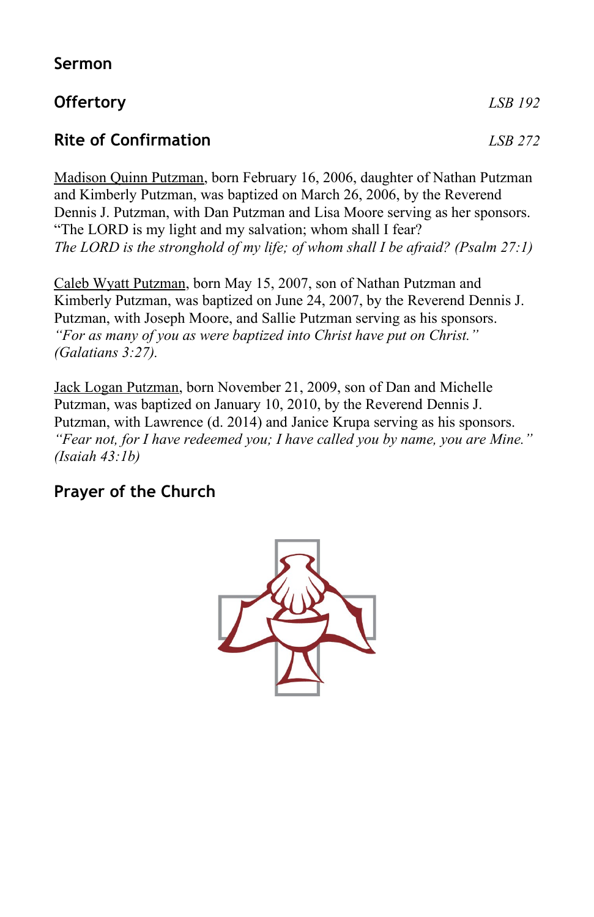## Sermon

## Offertory *LSB 192*

## Rite of Confirmation *LSB 272*

<u>Madison Quinn Putzman</u>, born February 16, 2006, daughter of Nathan Putzman and Kimberly Putzman, was baptized on March 26, 2006, by the Reverend Dennis J. Putzman, with Dan Putzman and Lisa Moore serving as her sponsors. "The LORD is my light and my salvation; whom shall I fear?
*The LORD is the stronghold of my life; of whom shall I be afraid? (Psalm 27:1)*

<u>Caleb Wyatt Putzman</u>, born May 15, 2007, son of Nathan Putzman and Kimberly Putzman, was baptized on June 24, 2007, by the Reverend Dennis J. Putzman, with Joseph Moore, and Sallie Putzman serving as his sponsors.
*"For as many of you as were baptized into Christ have put on Christ." (Galatians 3:27).*

<u>Jack Logan Putzman</u>, born November 21, 2009, son of Dan and Michelle Putzman, was baptized on January 10, 2010, by the Reverend Dennis J. Putzman, with Lawrence (d. 2014) and Janice Krupa serving as his sponsors.
*"Fear not, for I have redeemed you; I have called you by name, you are Mine." (Isaiah 43:1b)*

## Prayer of the Church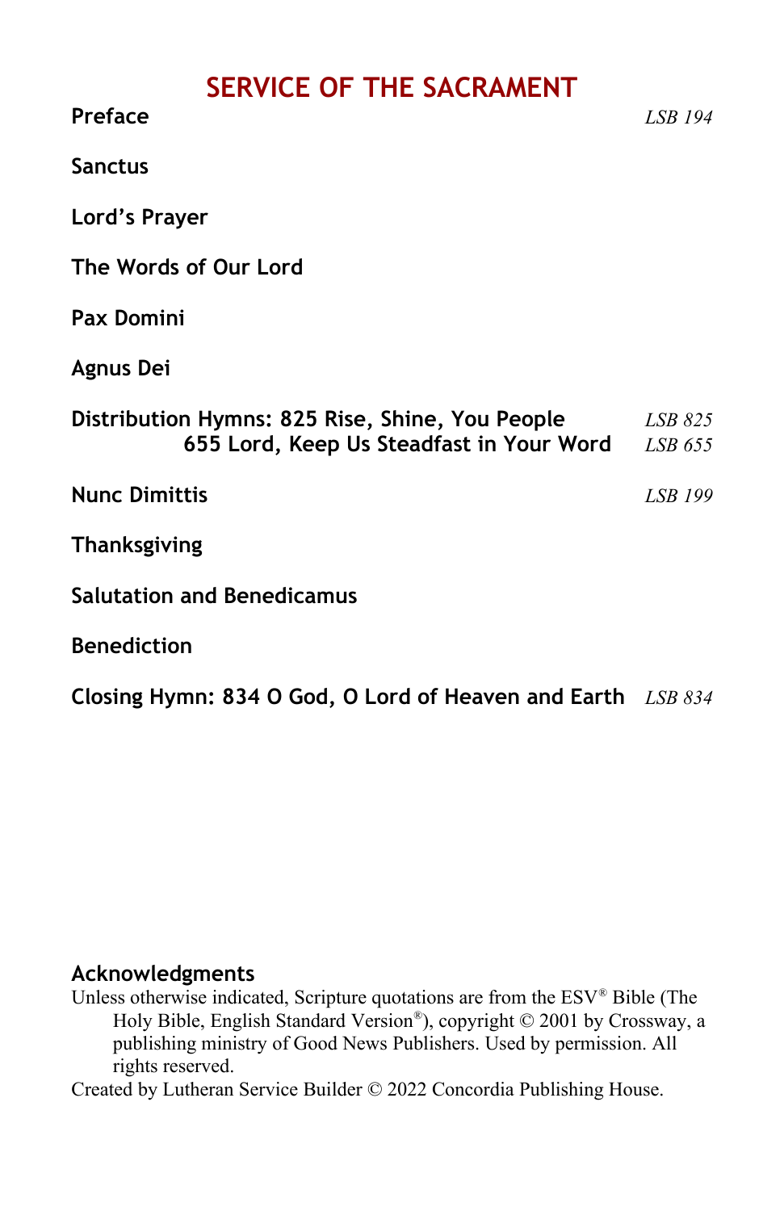## SERVICE OF THE SACRAMENT

**Preface** *LSB 194*

**Sanctus**

**Lord's Prayer**

**The Words of Our Lord**

**Pax Domini**

**Agnus Dei**

**Distribution Hymns: 825 Rise, Shine, You People** *LSB 825*
**655 Lord, Keep Us Steadfast in Your Word** *LSB 655*

**Nunc Dimittis** *LSB 199*

**Thanksgiving**

**Salutation and Benedicamus**

**Benediction**

**Closing Hymn: 834 O God, O Lord of Heaven and Earth** *LSB 834*

**Acknowledgments**

Unless otherwise indicated, Scripture quotations are from the ESV® Bible (The Holy Bible, English Standard Version®), copyright © 2001 by Crossway, a publishing ministry of Good News Publishers. Used by permission. All rights reserved.

Created by Lutheran Service Builder © 2022 Concordia Publishing House.